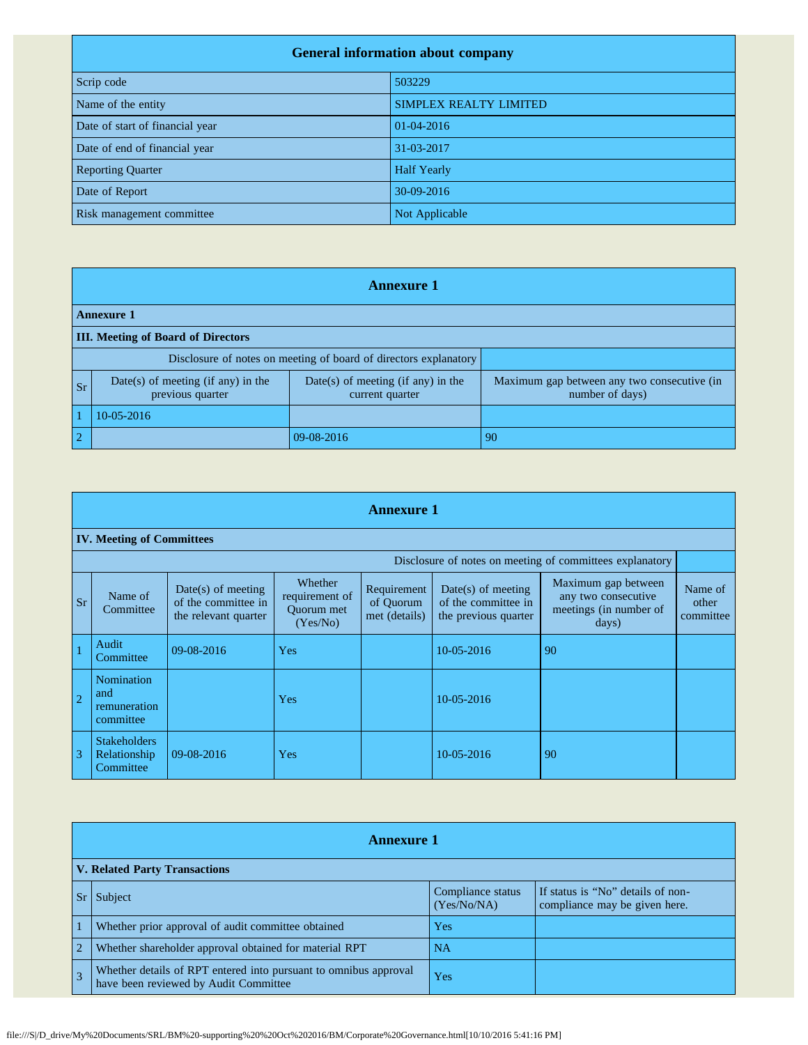| General information about company | |
|---|---|
| Scrip code | 503229 |
| Name of the entity | SIMPLEX REALTY LIMITED |
| Date of start of financial year | 01-04-2016 |
| Date of end of financial year | 31-03-2017 |
| Reporting Quarter | Half Yearly |
| Date of Report | 30-09-2016 |
| Risk management committee | Not Applicable |

## Annexure 1

**Annexure 1**

**III. Meeting of Board of Directors**

| Sr | Date(s) of meeting (if any) in the previous quarter | Date(s) of meeting (if any) in the current quarter | Maximum gap between any two consecutive (in number of days) |
|---|---|---|---|
| | Disclosure of notes on meeting of board of directors explanatory | | |
| 1 | 10-05-2016 | | |
| 2 | | 09-08-2016 | 90 |

## Annexure 1

**IV. Meeting of Committees**

| Sr | Name of Committee | Date(s) of meeting of the committee in the relevant quarter | Whether requirement of Quorum met (Yes/No) | Requirement of Quorum met (details) | Date(s) of meeting of the committee in the previous quarter | Maximum gap between any two consecutive meetings (in number of days) | Name of other committee |
|---|---|---|---|---|---|---|---|
| | | | | | | Disclosure of notes on meeting of committees explanatory | |
| 1 | Audit Committee | 09-08-2016 | Yes | | 10-05-2016 | 90 | |
| 2 | Nomination and remuneration committee | | Yes | | 10-05-2016 | | |
| 3 | Stakeholders Relationship Committee | 09-08-2016 | Yes | | 10-05-2016 | 90 | |

## Annexure 1

**V. Related Party Transactions**

| Sr | Subject | Compliance status (Yes/No/NA) | If status is "No" details of non-compliance may be given here. |
|---|---|---|---|
| 1 | Whether prior approval of audit committee obtained | Yes | |
| 2 | Whether shareholder approval obtained for material RPT | NA | |
| 3 | Whether details of RPT entered into pursuant to omnibus approval have been reviewed by Audit Committee | Yes | |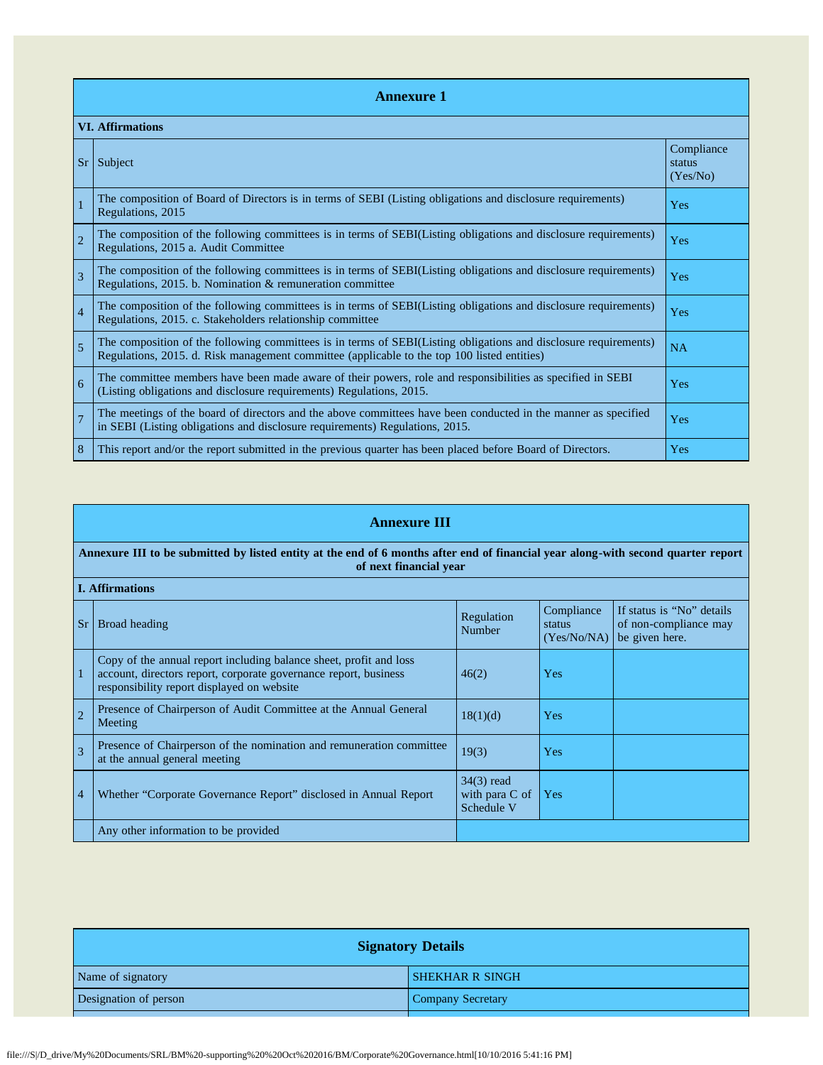## Annexure 1

| VI. Affirmations | | |
|---|---|---|
| Sr | Subject | Compliance status (Yes/No) |
| 1 | The composition of Board of Directors is in terms of SEBI (Listing obligations and disclosure requirements) Regulations, 2015 | Yes |
| 2 | The composition of the following committees is in terms of SEBI(Listing obligations and disclosure requirements) Regulations, 2015 a. Audit Committee | Yes |
| 3 | The composition of the following committees is in terms of SEBI(Listing obligations and disclosure requirements) Regulations, 2015. b. Nomination & remuneration committee | Yes |
| 4 | The composition of the following committees is in terms of SEBI(Listing obligations and disclosure requirements) Regulations, 2015. c. Stakeholders relationship committee | Yes |
| 5 | The composition of the following committees is in terms of SEBI(Listing obligations and disclosure requirements) Regulations, 2015. d. Risk management committee (applicable to the top 100 listed entities) | NA |
| 6 | The committee members have been made aware of their powers, role and responsibilities as specified in SEBI (Listing obligations and disclosure requirements) Regulations, 2015. | Yes |
| 7 | The meetings of the board of directors and the above committees have been conducted in the manner as specified in SEBI (Listing obligations and disclosure requirements) Regulations, 2015. | Yes |
| 8 | This report and/or the report submitted in the previous quarter has been placed before Board of Directors. | Yes |

## Annexure III

**Annexure III to be submitted by listed entity at the end of 6 months after end of financial year along-with second quarter report of next financial year**

| I. Affirmations | | | | |
|---|---|---|---|---|
| Sr | Broad heading | Regulation Number | Compliance status (Yes/No/NA) | If status is "No" details of non-compliance may be given here. |
| 1 | Copy of the annual report including balance sheet, profit and loss account, directors report, corporate governance report, business responsibility report displayed on website | 46(2) | Yes | |
| 2 | Presence of Chairperson of Audit Committee at the Annual General Meeting | 18(1)(d) | Yes | |
| 3 | Presence of Chairperson of the nomination and remuneration committee at the annual general meeting | 19(3) | Yes | |
| 4 | Whether "Corporate Governance Report" disclosed in Annual Report | 34(3) read with para C of Schedule V | Yes | |
| | Any other information to be provided | | | |

## Signatory Details

| | |
|---|---|
| Name of signatory | SHEKHAR R SINGH |
| Designation of person | Company Secretary |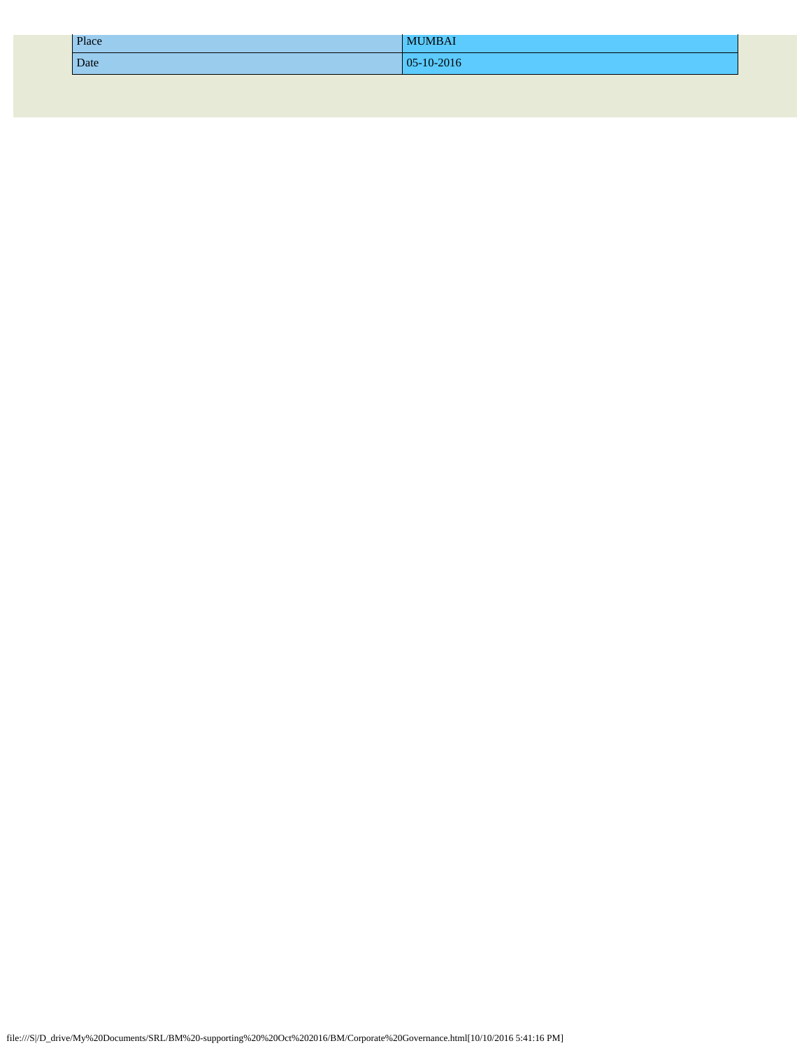| | |
|---|---|
| Place | MUMBAI |
| Date | 05-10-2016 |